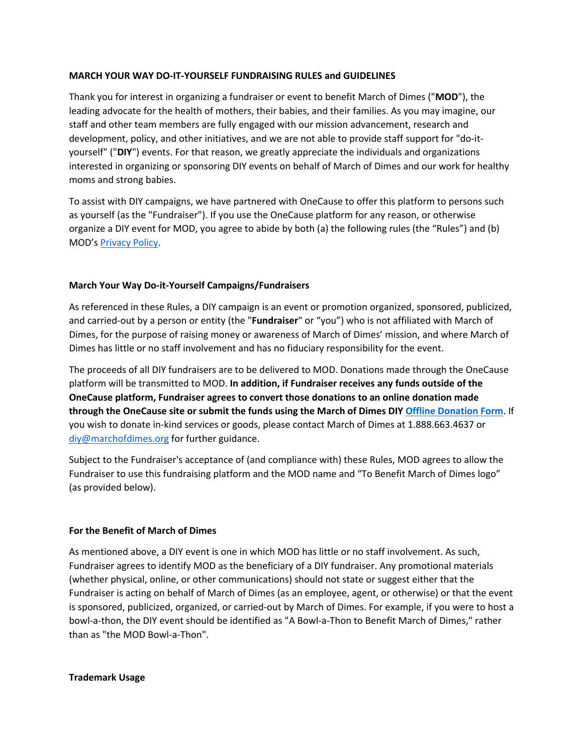**MARCH YOUR WAY DO-IT-YOURSELF FUNDRAISING RULES and GUIDELINES**

Thank you for interest in organizing a fundraiser or event to benefit March of Dimes ("**MOD**"), the leading advocate for the health of mothers, their babies, and their families. As you may imagine, our staff and other team members are fully engaged with our mission advancement, research and development, policy, and other initiatives, and we are not able to provide staff support for "do-it-yourself" ("**DIY**") events. For that reason, we greatly appreciate the individuals and organizations interested in organizing or sponsoring DIY events on behalf of March of Dimes and our work for healthy moms and strong babies.

To assist with DIY campaigns, we have partnered with OneCause to offer this platform to persons such as yourself (as the "Fundraiser"). If you use the OneCause platform for any reason, or otherwise organize a DIY event for MOD, you agree to abide by both (a) the following rules (the "Rules") and (b) MOD's Privacy Policy.

**March Your Way Do-it-Yourself Campaigns/Fundraisers**

As referenced in these Rules, a DIY campaign is an event or promotion organized, sponsored, publicized, and carried-out by a person or entity (the "**Fundraiser**" or "you") who is not affiliated with March of Dimes, for the purpose of raising money or awareness of March of Dimes' mission, and where March of Dimes has little or no staff involvement and has no fiduciary responsibility for the event.

The proceeds of all DIY fundraisers are to be delivered to MOD. Donations made through the OneCause platform will be transmitted to MOD. **In addition, if Fundraiser receives any funds outside of the OneCause platform, Fundraiser agrees to convert those donations to an online donation made through the OneCause site or submit the funds using the March of Dimes DIY Offline Donation Form**. If you wish to donate in-kind services or goods, please contact March of Dimes at 1.888.663.4637 or diy@marchofdimes.org for further guidance.

Subject to the Fundraiser's acceptance of (and compliance with) these Rules, MOD agrees to allow the Fundraiser to use this fundraising platform and the MOD name and "To Benefit March of Dimes logo" (as provided below).

**For the Benefit of March of Dimes**

As mentioned above, a DIY event is one in which MOD has little or no staff involvement. As such, Fundraiser agrees to identify MOD as the beneficiary of a DIY fundraiser. Any promotional materials (whether physical, online, or other communications) should not state or suggest either that the Fundraiser is acting on behalf of March of Dimes (as an employee, agent, or otherwise) or that the event is sponsored, publicized, organized, or carried-out by March of Dimes. For example, if you were to host a bowl-a-thon, the DIY event should be identified as "A Bowl-a-Thon to Benefit March of Dimes," rather than as "the MOD Bowl-a-Thon".

**Trademark Usage**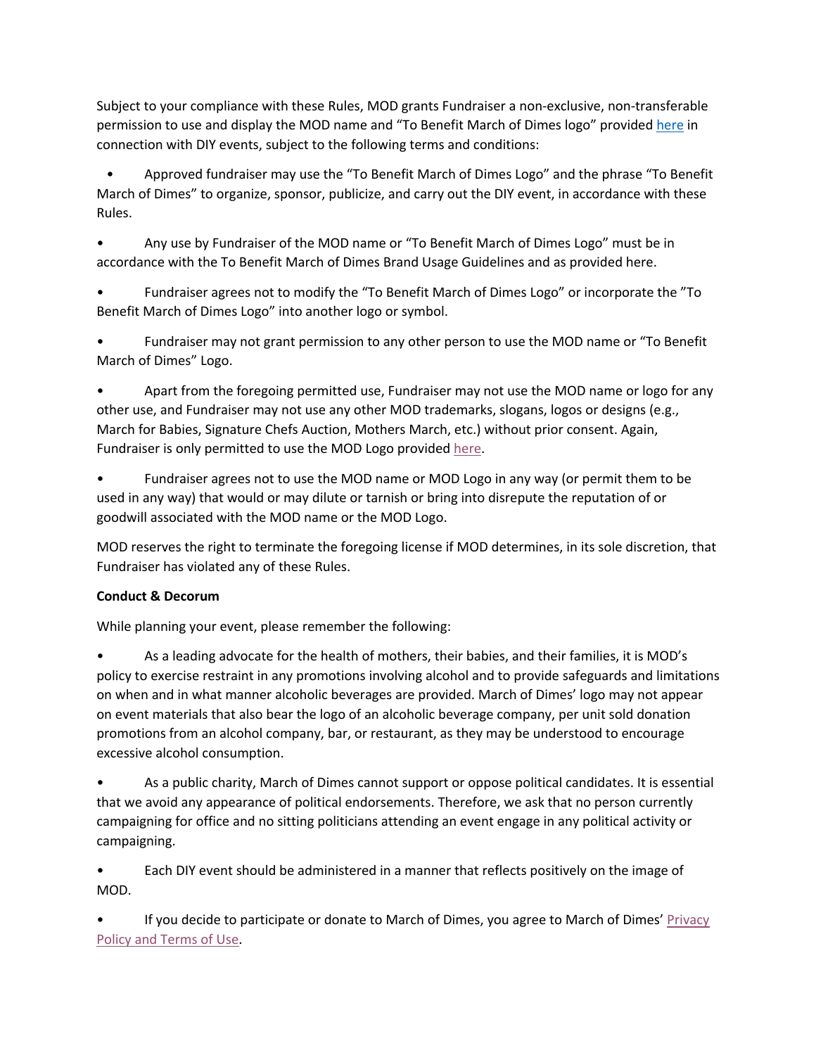Subject to your compliance with these Rules, MOD grants Fundraiser a non-exclusive, non-transferable permission to use and display the MOD name and "To Benefit March of Dimes logo" provided here in connection with DIY events, subject to the following terms and conditions:

- Approved fundraiser may use the "To Benefit March of Dimes Logo" and the phrase "To Benefit March of Dimes" to organize, sponsor, publicize, and carry out the DIY event, in accordance with these Rules.
- Any use by Fundraiser of the MOD name or "To Benefit March of Dimes Logo" must be in accordance with the To Benefit March of Dimes Brand Usage Guidelines and as provided here.
- Fundraiser agrees not to modify the "To Benefit March of Dimes Logo" or incorporate the "To Benefit March of Dimes Logo" into another logo or symbol.
- Fundraiser may not grant permission to any other person to use the MOD name or "To Benefit March of Dimes" Logo.
- Apart from the foregoing permitted use, Fundraiser may not use the MOD name or logo for any other use, and Fundraiser may not use any other MOD trademarks, slogans, logos or designs (e.g., March for Babies, Signature Chefs Auction, Mothers March, etc.) without prior consent. Again, Fundraiser is only permitted to use the MOD Logo provided here.
- Fundraiser agrees not to use the MOD name or MOD Logo in any way (or permit them to be used in any way) that would or may dilute or tarnish or bring into disrepute the reputation of or goodwill associated with the MOD name or the MOD Logo.

MOD reserves the right to terminate the foregoing license if MOD determines, in its sole discretion, that Fundraiser has violated any of these Rules.

**Conduct & Decorum**

While planning your event, please remember the following:

- As a leading advocate for the health of mothers, their babies, and their families, it is MOD's policy to exercise restraint in any promotions involving alcohol and to provide safeguards and limitations on when and in what manner alcoholic beverages are provided. March of Dimes' logo may not appear on event materials that also bear the logo of an alcoholic beverage company, per unit sold donation promotions from an alcohol company, bar, or restaurant, as they may be understood to encourage excessive alcohol consumption.
- As a public charity, March of Dimes cannot support or oppose political candidates. It is essential that we avoid any appearance of political endorsements. Therefore, we ask that no person currently campaigning for office and no sitting politicians attending an event engage in any political activity or campaigning.
- Each DIY event should be administered in a manner that reflects positively on the image of MOD.
- If you decide to participate or donate to March of Dimes, you agree to March of Dimes' Privacy Policy and Terms of Use.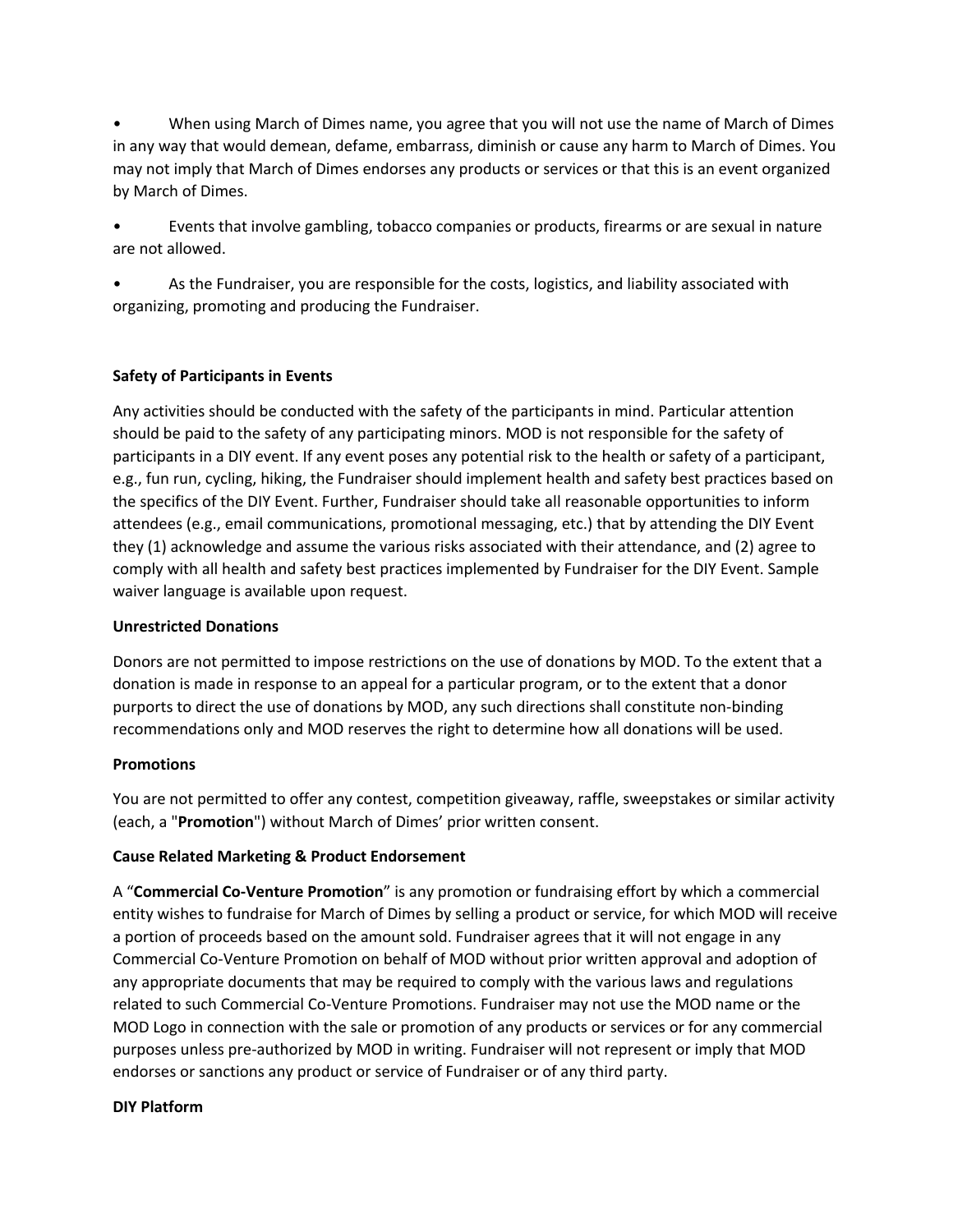- When using March of Dimes name, you agree that you will not use the name of March of Dimes in any way that would demean, defame, embarrass, diminish or cause any harm to March of Dimes. You may not imply that March of Dimes endorses any products or services or that this is an event organized by March of Dimes.
- Events that involve gambling, tobacco companies or products, firearms or are sexual in nature are not allowed.
- As the Fundraiser, you are responsible for the costs, logistics, and liability associated with organizing, promoting and producing the Fundraiser.

**Safety of Participants in Events**

Any activities should be conducted with the safety of the participants in mind. Particular attention should be paid to the safety of any participating minors. MOD is not responsible for the safety of participants in a DIY event. If any event poses any potential risk to the health or safety of a participant, e.g., fun run, cycling, hiking, the Fundraiser should implement health and safety best practices based on the specifics of the DIY Event. Further, Fundraiser should take all reasonable opportunities to inform attendees (e.g., email communications, promotional messaging, etc.) that by attending the DIY Event they (1) acknowledge and assume the various risks associated with their attendance, and (2) agree to comply with all health and safety best practices implemented by Fundraiser for the DIY Event. Sample waiver language is available upon request.

**Unrestricted Donations**

Donors are not permitted to impose restrictions on the use of donations by MOD. To the extent that a donation is made in response to an appeal for a particular program, or to the extent that a donor purports to direct the use of donations by MOD, any such directions shall constitute non-binding recommendations only and MOD reserves the right to determine how all donations will be used.

**Promotions**

You are not permitted to offer any contest, competition giveaway, raffle, sweepstakes or similar activity (each, a "**Promotion**") without March of Dimes' prior written consent.

**Cause Related Marketing & Product Endorsement**

A "**Commercial Co-Venture Promotion**" is any promotion or fundraising effort by which a commercial entity wishes to fundraise for March of Dimes by selling a product or service, for which MOD will receive a portion of proceeds based on the amount sold. Fundraiser agrees that it will not engage in any Commercial Co-Venture Promotion on behalf of MOD without prior written approval and adoption of any appropriate documents that may be required to comply with the various laws and regulations related to such Commercial Co-Venture Promotions. Fundraiser may not use the MOD name or the MOD Logo in connection with the sale or promotion of any products or services or for any commercial purposes unless pre-authorized by MOD in writing. Fundraiser will not represent or imply that MOD endorses or sanctions any product or service of Fundraiser or of any third party.

**DIY Platform**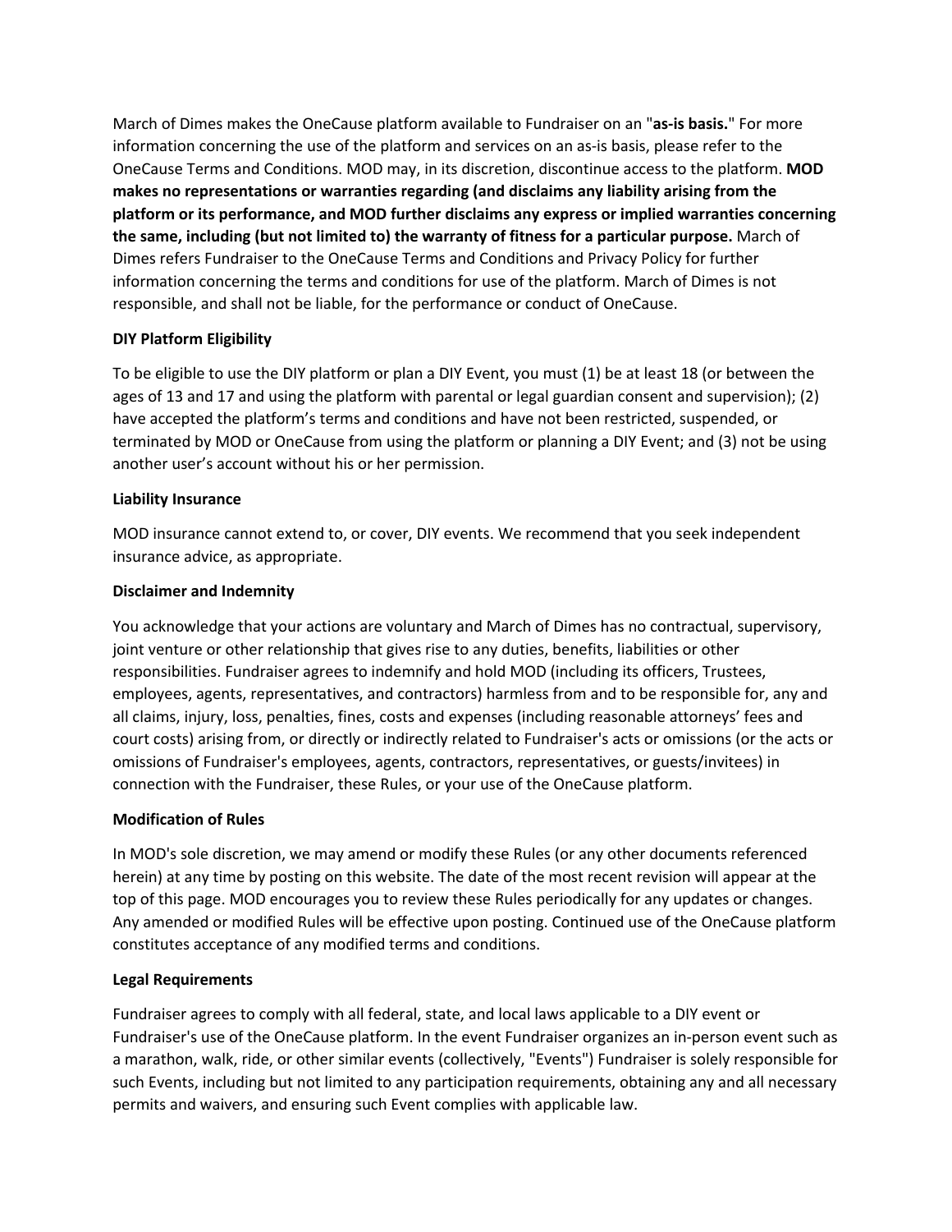March of Dimes makes the OneCause platform available to Fundraiser on an "**as-is basis.**" For more information concerning the use of the platform and services on an as-is basis, please refer to the OneCause Terms and Conditions. MOD may, in its discretion, discontinue access to the platform. **MOD makes no representations or warranties regarding (and disclaims any liability arising from the platform or its performance, and MOD further disclaims any express or implied warranties concerning the same, including (but not limited to) the warranty of fitness for a particular purpose.** March of Dimes refers Fundraiser to the OneCause Terms and Conditions and Privacy Policy for further information concerning the terms and conditions for use of the platform. March of Dimes is not responsible, and shall not be liable, for the performance or conduct of OneCause.

**DIY Platform Eligibility**

To be eligible to use the DIY platform or plan a DIY Event, you must (1) be at least 18 (or between the ages of 13 and 17 and using the platform with parental or legal guardian consent and supervision); (2) have accepted the platform's terms and conditions and have not been restricted, suspended, or terminated by MOD or OneCause from using the platform or planning a DIY Event; and (3) not be using another user's account without his or her permission.

**Liability Insurance**

MOD insurance cannot extend to, or cover, DIY events. We recommend that you seek independent insurance advice, as appropriate.

**Disclaimer and Indemnity**

You acknowledge that your actions are voluntary and March of Dimes has no contractual, supervisory, joint venture or other relationship that gives rise to any duties, benefits, liabilities or other responsibilities. Fundraiser agrees to indemnify and hold MOD (including its officers, Trustees, employees, agents, representatives, and contractors) harmless from and to be responsible for, any and all claims, injury, loss, penalties, fines, costs and expenses (including reasonable attorneys' fees and court costs) arising from, or directly or indirectly related to Fundraiser's acts or omissions (or the acts or omissions of Fundraiser's employees, agents, contractors, representatives, or guests/invitees) in connection with the Fundraiser, these Rules, or your use of the OneCause platform.

**Modification of Rules**

In MOD's sole discretion, we may amend or modify these Rules (or any other documents referenced herein) at any time by posting on this website. The date of the most recent revision will appear at the top of this page. MOD encourages you to review these Rules periodically for any updates or changes. Any amended or modified Rules will be effective upon posting. Continued use of the OneCause platform constitutes acceptance of any modified terms and conditions.

**Legal Requirements**

Fundraiser agrees to comply with all federal, state, and local laws applicable to a DIY event or Fundraiser's use of the OneCause platform. In the event Fundraiser organizes an in-person event such as a marathon, walk, ride, or other similar events (collectively, "Events") Fundraiser is solely responsible for such Events, including but not limited to any participation requirements, obtaining any and all necessary permits and waivers, and ensuring such Event complies with applicable law.